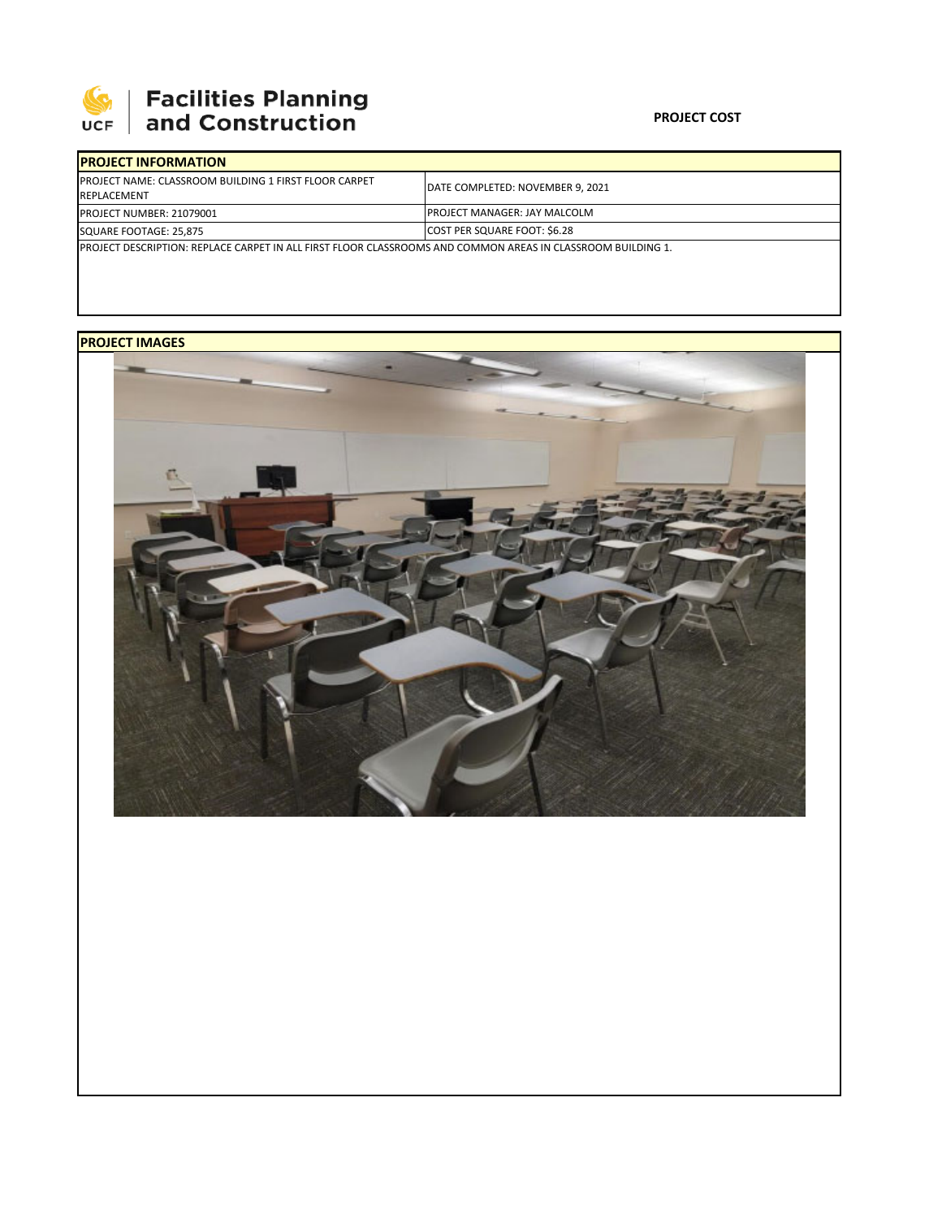**Facilities Planning and Construction**

**PROJECT COST**

| **PROJECT INFORMATION** | |
|---|---|
| PROJECT NAME: CLASSROOM BUILDING 1 FIRST FLOOR CARPET REPLACEMENT | DATE COMPLETED: NOVEMBER 9, 2021 |
| PROJECT NUMBER: 21079001 | PROJECT MANAGER: JAY MALCOLM |
| SQUARE FOOTAGE: 25,875 | COST PER SQUARE FOOT: $6.28 |
| PROJECT DESCRIPTION: REPLACE CARPET IN ALL FIRST FLOOR CLASSROOMS AND COMMON AREAS IN CLASSROOM BUILDING 1. | |

**PROJECT IMAGES**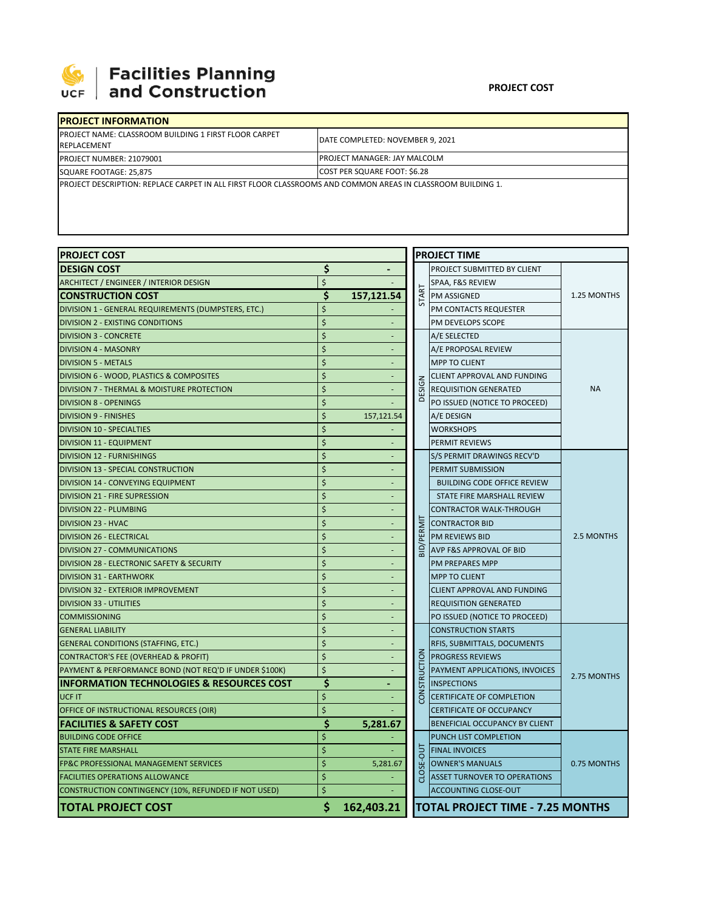Facilities Planning and Construction

UCF

**PROJECT COST**

| PROJECT INFORMATION | |
|---|---|
| PROJECT NAME: CLASSROOM BUILDING 1 FIRST FLOOR CARPET REPLACEMENT | DATE COMPLETED: NOVEMBER 9, 2021 |
| PROJECT NUMBER: 21079001 | PROJECT MANAGER: JAY MALCOLM |
| SQUARE FOOTAGE: 25,875 | COST PER SQUARE FOOT: $6.28 |
| PROJECT DESCRIPTION: REPLACE CARPET IN ALL FIRST FLOOR CLASSROOMS AND COMMON AREAS IN CLASSROOM BUILDING 1. | |

| PROJECT COST | | |
|---|---|---|
| **DESIGN COST** | **$** | **-** |
| ARCHITECT / ENGINEER / INTERIOR DESIGN | $ | - |
| **CONSTRUCTION COST** | **$** | **157,121.54** |
| DIVISION 1 - GENERAL REQUIREMENTS (DUMPSTERS, ETC.) | $ | - |
| DIVISION 2 - EXISTING CONDITIONS | $ | - |
| DIVISION 3 - CONCRETE | $ | - |
| DIVISION 4 - MASONRY | $ | - |
| DIVISION 5 - METALS | $ | - |
| DIVISION 6 - WOOD, PLASTICS & COMPOSITES | $ | - |
| DIVISION 7 - THERMAL & MOISTURE PROTECTION | $ | - |
| DIVISION 8 - OPENINGS | $ | - |
| DIVISION 9 - FINISHES | $ | 157,121.54 |
| DIVISION 10 - SPECIALTIES | $ | - |
| DIVISION 11 - EQUIPMENT | $ | - |
| DIVISION 12 - FURNISHINGS | $ | - |
| DIVISION 13 - SPECIAL CONSTRUCTION | $ | - |
| DIVISION 14 - CONVEYING EQUIPMENT | $ | - |
| DIVISION 21 - FIRE SUPRESSION | $ | - |
| DIVISION 22 - PLUMBING | $ | - |
| DIVISION 23 - HVAC | $ | - |
| DIVISION 26 - ELECTRICAL | $ | - |
| DIVISION 27 - COMMUNICATIONS | $ | - |
| DIVISION 28 - ELECTRONIC SAFETY & SECURITY | $ | - |
| DIVISION 31 - EARTHWORK | $ | - |
| DIVISION 32 - EXTERIOR IMPROVEMENT | $ | - |
| DIVISION 33 - UTILITIES | $ | - |
| COMMISSIONING | $ | - |
| GENERAL LIABILITY | $ | - |
| GENERAL CONDITIONS (STAFFING, ETC.) | $ | - |
| CONTRACTOR'S FEE (OVERHEAD & PROFIT) | $ | - |
| PAYMENT & PERFORMANCE BOND (NOT REQ'D IF UNDER $100K) | $ | - |
| **INFORMATION TECHNOLOGIES & RESOURCES COST** | **$** | **-** |
| UCF IT | $ | - |
| OFFICE OF INSTRUCTIONAL RESOURCES (OIR) | $ | - |
| **FACILITIES & SAFETY COST** | **$** | **5,281.67** |
| BUILDING CODE OFFICE | $ | - |
| STATE FIRE MARSHALL | $ | - |
| FP&C PROFESSIONAL MANAGEMENT SERVICES | $ | 5,281.67 |
| FACILITIES OPERATIONS ALLOWANCE | $ | - |
| CONSTRUCTION CONTINGENCY (10%, REFUNDED IF NOT USED) | $ | - |
| **TOTAL PROJECT COST** | **$** | **162,403.21** |

| PROJECT TIME | | |
|---|---|---|
| START | PROJECT SUBMITTED BY CLIENT | 1.25 MONTHS |
| | SPAA, F&S REVIEW | |
| | PM ASSIGNED | |
| | PM CONTACTS REQUESTER | |
| | PM DEVELOPS SCOPE | |
| DESIGN | A/E SELECTED | NA |
| | A/E PROPOSAL REVIEW | |
| | MPP TO CLIENT | |
| | CLIENT APPROVAL AND FUNDING | |
| | REQUISITION GENERATED | |
| | PO ISSUED (NOTICE TO PROCEED) | |
| | A/E DESIGN | |
| | WORKSHOPS | |
| | PERMIT REVIEWS | |
| BID/PERMIT | S/S PERMIT DRAWINGS RECV'D | 2.5 MONTHS |
| | PERMIT SUBMISSION | |
| | BUILDING CODE OFFICE REVIEW | |
| | STATE FIRE MARSHALL REVIEW | |
| | CONTRACTOR WALK-THROUGH | |
| | CONTRACTOR BID | |
| | PM REVIEWS BID | |
| | AVP F&S APPROVAL OF BID | |
| | PM PREPARES MPP | |
| | MPP TO CLIENT | |
| | CLIENT APPROVAL AND FUNDING | |
| | REQUISITION GENERATED | |
| | PO ISSUED (NOTICE TO PROCEED) | |
| CONSTRUCTION | CONSTRUCTION STARTS | 2.75 MONTHS |
| | RFIS, SUBMITTALS, DOCUMENTS | |
| | PROGRESS REVIEWS | |
| | PAYMENT APPLICATIONS, INVOICES | |
| | INSPECTIONS | |
| | CERTIFICATE OF COMPLETION | |
| | CERTIFICATE OF OCCUPANCY | |
| | BENEFICIAL OCCUPANCY BY CLIENT | |
| CLOSE-OUT | PUNCH LIST COMPLETION | 0.75 MONTHS |
| | FINAL INVOICES | |
| | OWNER'S MANUALS | |
| | ASSET TURNOVER TO OPERATIONS | |
| | ACCOUNTING CLOSE-OUT | |
| **TOTAL PROJECT TIME - 7.25 MONTHS** | | |